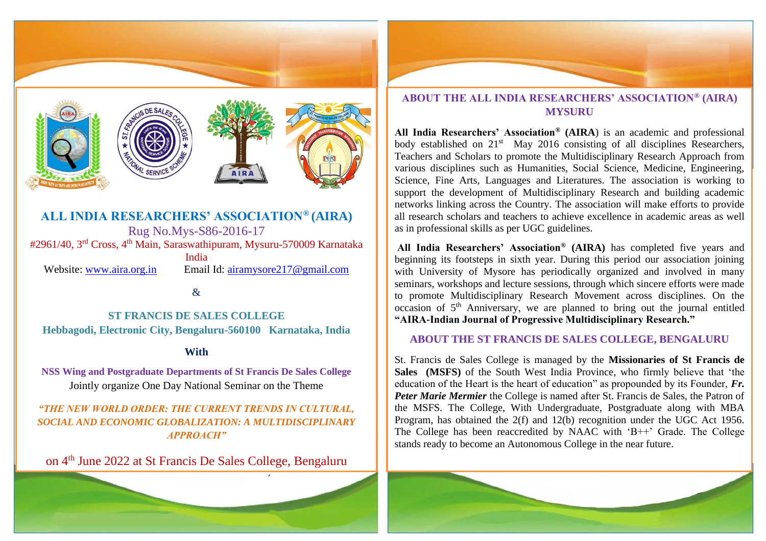# ALL INDIA RESEARCHERS' ASSOCIATION® (AIRA)

Rug No.Mys-S86-2016-17

#2961/40, 3rd Cross, 4th Main, Saraswathipuram, Mysuru-570009 Karnataka India

Website: www.aira.org.in Email Id: airamysore217@gmail.com

&

**ST FRANCIS DE SALES COLLEGE**

**Hebbagodi, Electronic City, Bengaluru-560100 Karnataka, India**

**With**

**NSS Wing and Postgraduate Departments of St Francis De Sales College**

Jointly organize One Day National Seminar on the Theme

***"THE NEW WORLD ORDER: THE CURRENT TRENDS IN CULTURAL, SOCIAL AND ECONOMIC GLOBALIZATION: A MULTIDISCIPLINARY APPROACH"***

on 4th June 2022 at St Francis De Sales College, Bengaluru

## ABOUT THE ALL INDIA RESEARCHERS' ASSOCIATION® (AIRA) MYSURU

**All India Researchers' Association® (AIRA**) is an academic and professional body established on 21st May 2016 consisting of all disciplines Researchers, Teachers and Scholars to promote the Multidisciplinary Research Approach from various disciplines such as Humanities, Social Science, Medicine, Engineering, Science, Fine Arts, Languages and Literatures. The association is working to support the development of Multidisciplinary Research and building academic networks linking across the Country. The association will make efforts to provide all research scholars and teachers to achieve excellence in academic areas as well as in professional skills as per UGC guidelines.

**All India Researchers' Association® (AIRA)** has completed five years and beginning its footsteps in sixth year. During this period our association joining with University of Mysore has periodically organized and involved in many seminars, workshops and lecture sessions, through which sincere efforts were made to promote Multidisciplinary Research Movement across disciplines. On the occasion of 5th Anniversary, we are planned to bring out the journal entitled **"AIRA-Indian Journal of Progressive Multidisciplinary Research."**

## ABOUT THE ST FRANCIS DE SALES COLLEGE, BENGALURU

St. Francis de Sales College is managed by the **Missionaries of St Francis de Sales (MSFS)** of the South West India Province, who firmly believe that 'the education of the Heart is the heart of education" as propounded by its Founder, ***Fr. Peter Marie Mermier*** the College is named after St. Francis de Sales, the Patron of the MSFS. The College, With Undergraduate, Postgraduate along with MBA Program, has obtained the 2(f) and 12(b) recognition under the UGC Act 1956. The College has been reaccredited by NAAC with 'B++' Grade. The College stands ready to become an Autonomous College in the near future.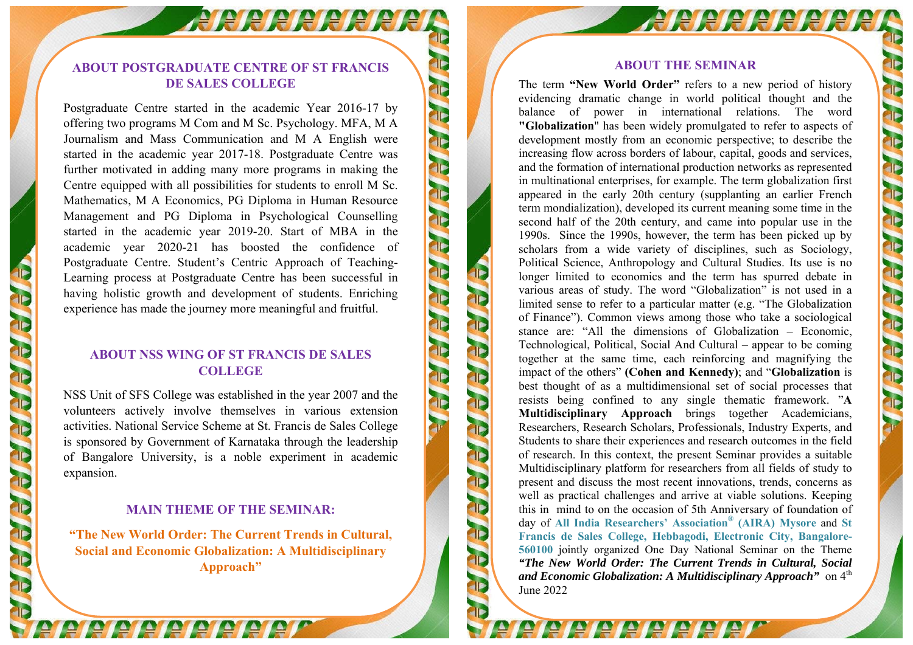## ABOUT POSTGRADUATE CENTRE OF ST FRANCIS DE SALES COLLEGE

Postgraduate Centre started in the academic Year 2016-17 by offering two programs M Com and M Sc. Psychology. MFA, M A Journalism and Mass Communication and M A English were started in the academic year 2017-18. Postgraduate Centre was further motivated in adding many more programs in making the Centre equipped with all possibilities for students to enroll M Sc. Mathematics, M A Economics, PG Diploma in Human Resource Management and PG Diploma in Psychological Counselling started in the academic year 2019-20. Start of MBA in the academic year 2020-21 has boosted the confidence of Postgraduate Centre. Student's Centric Approach of Teaching-Learning process at Postgraduate Centre has been successful in having holistic growth and development of students. Enriching experience has made the journey more meaningful and fruitful.

## ABOUT NSS WING OF ST FRANCIS DE SALES COLLEGE

NSS Unit of SFS College was established in the year 2007 and the volunteers actively involve themselves in various extension activities. National Service Scheme at St. Francis de Sales College is sponsored by Government of Karnataka through the leadership of Bangalore University, is a noble experiment in academic expansion.

## MAIN THEME OF THE SEMINAR:

**"The New World Order: The Current Trends in Cultural, Social and Economic Globalization: A Multidisciplinary Approach"**

## ABOUT THE SEMINAR

The term **"New World Order"** refers to a new period of history evidencing dramatic change in world political thought and the balance of power in international relations. The word **"Globalization"** has been widely promulgated to refer to aspects of development mostly from an economic perspective; to describe the increasing flow across borders of labour, capital, goods and services, and the formation of international production networks as represented in multinational enterprises, for example. The term globalization first appeared in the early 20th century (supplanting an earlier French term mondialization), developed its current meaning some time in the second half of the 20th century, and came into popular use in the 1990s. Since the 1990s, however, the term has been picked up by scholars from a wide variety of disciplines, such as Sociology, Political Science, Anthropology and Cultural Studies. Its use is no longer limited to economics and the term has spurred debate in various areas of study. The word "Globalization" is not used in a limited sense to refer to a particular matter (e.g. "The Globalization of Finance"). Common views among those who take a sociological stance are: "All the dimensions of Globalization – Economic, Technological, Political, Social And Cultural – appear to be coming together at the same time, each reinforcing and magnifying the impact of the others" **(Cohen and Kennedy)**; and "**Globalization** is best thought of as a multidimensional set of social processes that resists being confined to any single thematic framework. "**A Multidisciplinary Approach** brings together Academicians, Researchers, Research Scholars, Professionals, Industry Experts, and Students to share their experiences and research outcomes in the field of research. In this context, the present Seminar provides a suitable Multidisciplinary platform for researchers from all fields of study to present and discuss the most recent innovations, trends, concerns as well as practical challenges and arrive at viable solutions. Keeping this in mind to on the occasion of 5th Anniversary of foundation of day of **All India Researchers' Association® (AIRA) Mysore** and **St Francis de Sales College, Hebbagodi, Electronic City, Bangalore-560100** jointly organized One Day National Seminar on the Theme ***"The New World Order: The Current Trends in Cultural, Social and Economic Globalization: A Multidisciplinary Approach"*** on 4th June 2022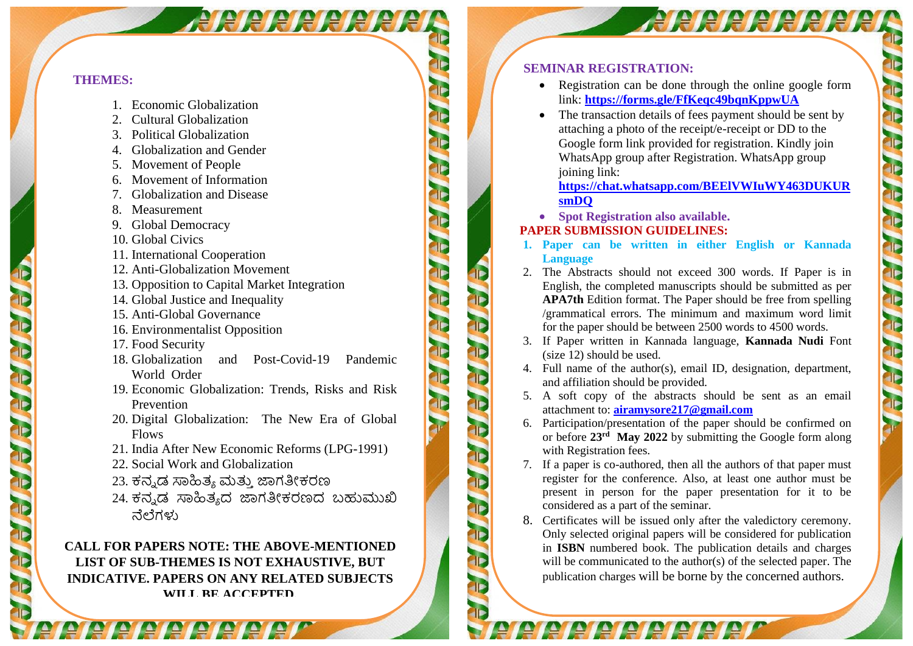## THEMES:

1. Economic Globalization
2. Cultural Globalization
3. Political Globalization
4. Globalization and Gender
5. Movement of People
6. Movement of Information
7. Globalization and Disease
8. Measurement
9. Global Democracy
10. Global Civics
11. International Cooperation
12. Anti-Globalization Movement
13. Opposition to Capital Market Integration
14. Global Justice and Inequality
15. Anti-Global Governance
16. Environmentalist Opposition
17. Food Security
18. Globalization and Post-Covid-19 Pandemic World Order
19. Economic Globalization: Trends, Risks and Risk Prevention
20. Digital Globalization: The New Era of Global Flows
21. India After New Economic Reforms (LPG-1991)
22. Social Work and Globalization
23. ಕನ್ನಡ ಸಾಹಿತ್ಯ ಮತ್ತು ಜಾಗತೀಕರಣ
24. ಕನ್ನಡ ಸಾಹಿತ್ಯದ ಜಾಗತೀಕರಣದ ಬಹುಮುಖಿ ನೆಲೆಗಳು

**CALL FOR PAPERS NOTE: THE ABOVE-MENTIONED LIST OF SUB-THEMES IS NOT EXHAUSTIVE, BUT INDICATIVE. PAPERS ON ANY RELATED SUBJECTS WILL BE ACCEPTED**

## SEMINAR REGISTRATION:

- Registration can be done through the online google form link: **https://forms.gle/FfKeqc49bqnKppwUA**
- The transaction details of fees payment should be sent by attaching a photo of the receipt/e-receipt or DD to the Google form link provided for registration. Kindly join WhatsApp group after Registration. WhatsApp group joining link: **https://chat.whatsapp.com/BEElVWIuWY463DUKURsmDQ**
- **Spot Registration also available.**

## PAPER SUBMISSION GUIDELINES:

1. **Paper can be written in either English or Kannada Language**
2. The Abstracts should not exceed 300 words. If Paper is in English, the completed manuscripts should be submitted as per **APA7th** Edition format. The Paper should be free from spelling /grammatical errors. The minimum and maximum word limit for the paper should be between 2500 words to 4500 words.
3. If Paper written in Kannada language, **Kannada Nudi** Font (size 12) should be used.
4. Full name of the author(s), email ID, designation, department, and affiliation should be provided.
5. A soft copy of the abstracts should be sent as an email attachment to: **airamysore217@gmail.com**
6. Participation/presentation of the paper should be confirmed on or before **23rd May 2022** by submitting the Google form along with Registration fees.
7. If a paper is co-authored, then all the authors of that paper must register for the conference. Also, at least one author must be present in person for the paper presentation for it to be considered as a part of the seminar.
8. Certificates will be issued only after the valedictory ceremony. Only selected original papers will be considered for publication in **ISBN** numbered book. The publication details and charges will be communicated to the author(s) of the selected paper. The publication charges will be borne by the concerned authors.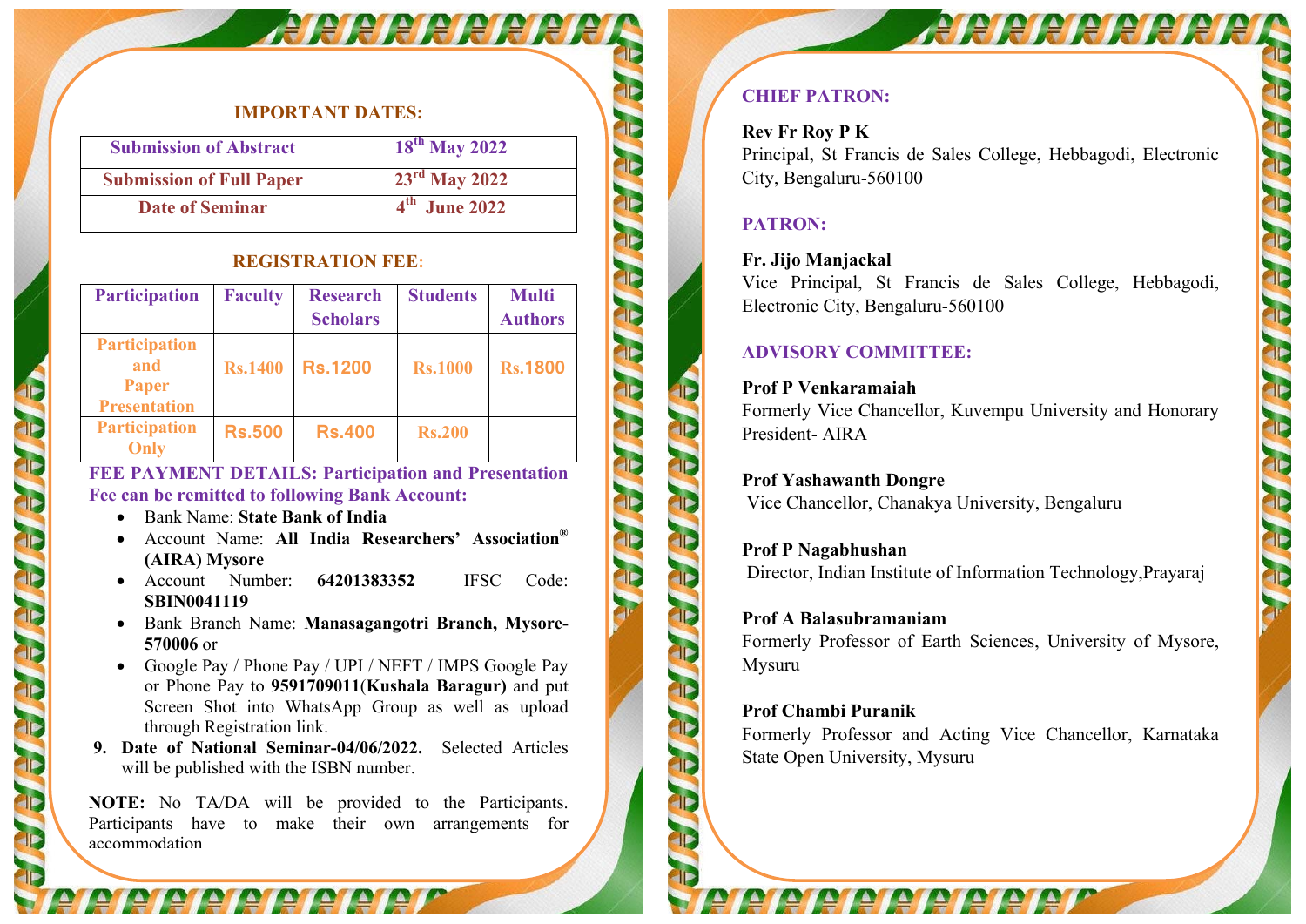## IMPORTANT DATES:

| Submission of Abstract | 18th May 2022 |
|---|---|
| Submission of Full Paper | 23rd May 2022 |
| Date of Seminar | 4th June 2022 |

## REGISTRATION FEE:

| Participation | Faculty | Research Scholars | Students | Multi Authors |
|---|---|---|---|---|
| Participation and Paper Presentation | Rs.1400 | Rs.1200 | Rs.1000 | Rs.1800 |
| Participation Only | Rs.500 | Rs.400 | Rs.200 | |

**FEE PAYMENT DETAILS: Participation and Presentation Fee can be remitted to following Bank Account:**

- Bank Name: **State Bank of India**
- Account Name: **All India Researchers' Association® (AIRA) Mysore**
- Account Number: **64201383352** IFSC Code: **SBIN0041119**
- Bank Branch Name: **Manasagangotri Branch, Mysore-570006** or
- Google Pay / Phone Pay / UPI / NEFT / IMPS Google Pay or Phone Pay to **9591709011(Kushala Baragur)** and put Screen Shot into WhatsApp Group as well as upload through Registration link.

**9. Date of National Seminar-04/06/2022.** Selected Articles will be published with the ISBN number.

**NOTE:** No TA/DA will be provided to the Participants. Participants have to make their own arrangements for accommodation

## CHIEF PATRON:

**Rev Fr Roy P K**
Principal, St Francis de Sales College, Hebbagodi, Electronic City, Bengaluru-560100

## PATRON:

**Fr. Jijo Manjackal**
Vice Principal, St Francis de Sales College, Hebbagodi, Electronic City, Bengaluru-560100

## ADVISORY COMMITTEE:

**Prof P Venkaramaiah**
Formerly Vice Chancellor, Kuvempu University and Honorary President- AIRA

**Prof Yashawanth Dongre**
Vice Chancellor, Chanakya University, Bengaluru

**Prof P Nagabhushan**
Director, Indian Institute of Information Technology,Prayaraj

**Prof A Balasubramaniam**
Formerly Professor of Earth Sciences, University of Mysore, Mysuru

**Prof Chambi Puranik**
Formerly Professor and Acting Vice Chancellor, Karnataka State Open University, Mysuru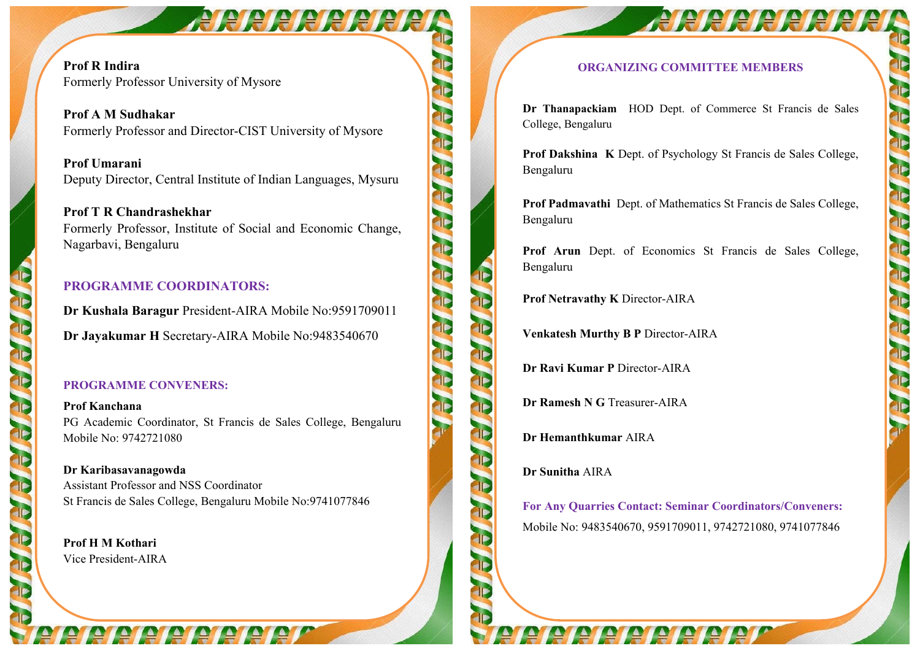**Prof R Indira**
Formerly Professor University of Mysore

**Prof A M Sudhakar**
Formerly Professor and Director-CIST University of Mysore

**Prof Umarani**
Deputy Director, Central Institute of Indian Languages, Mysuru

**Prof T R Chandrashekhar**
Formerly Professor, Institute of Social and Economic Change, Nagarbavi, Bengaluru

## PROGRAMME COORDINATORS:

**Dr Kushala Baragur** President-AIRA Mobile No:9591709011

**Dr Jayakumar H** Secretary-AIRA Mobile No:9483540670

## PROGRAMME CONVENERS:

**Prof Kanchana**
PG Academic Coordinator, St Francis de Sales College, Bengaluru Mobile No: 9742721080

**Dr Karibasavanagowda**
Assistant Professor and NSS Coordinator
St Francis de Sales College, Bengaluru Mobile No:9741077846

**Prof H M Kothari**
Vice President-AIRA

## ORGANIZING COMMITTEE MEMBERS

**Dr Thanapackiam** HOD Dept. of Commerce St Francis de Sales College, Bengaluru

**Prof Dakshina K** Dept. of Psychology St Francis de Sales College, Bengaluru

**Prof Padmavathi** Dept. of Mathematics St Francis de Sales College, Bengaluru

**Prof Arun** Dept. of Economics St Francis de Sales College, Bengaluru

**Prof Netravathy K** Director-AIRA

**Venkatesh Murthy B P** Director-AIRA

**Dr Ravi Kumar P** Director-AIRA

**Dr Ramesh N G** Treasurer-AIRA

**Dr Hemanthkumar** AIRA

**Dr Sunitha** AIRA

**For Any Quarries Contact: Seminar Coordinators/Conveners:**

Mobile No: 9483540670, 9591709011, 9742721080, 9741077846